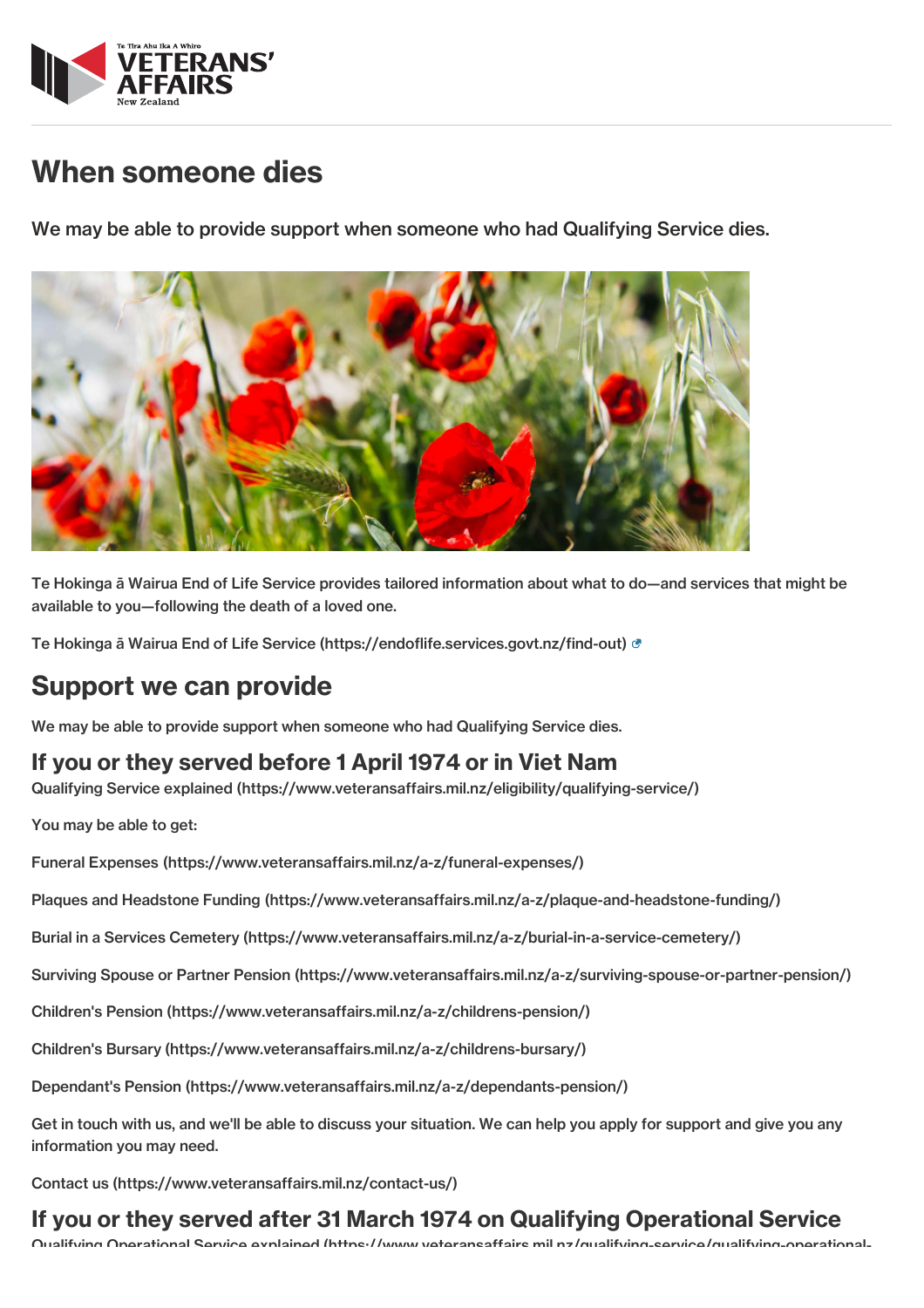# When someone dies

We may be able to provide support when someone who had Qualifying Service dies.

Te Hokinga ā Wairua End of Life Service provides tailored information about what to do—and services that might be available to you—following the death of a loved one.

Te Hokinga ā Wairua End of Life Service (https://endoflife.services.govt.nz/find-out)

## Support we can provide

We may be able to provide support when someone who had Qualifying Service dies.

### If you or they served before 1 April 1974 or in Viet Nam

Qualifying Service explained (https://www.veteransaffairs.mil.nz/eligibility/qualifying-service/)

You may be able to get:

Funeral Expenses (https://www.veteransaffairs.mil.nz/a-z/funeral-expenses/)

Plaques and Headstone Funding (https://www.veteransaffairs.mil.nz/a-z/plaque-and-headstone-funding/)

Burial in a Services Cemetery (https://www.veteransaffairs.mil.nz/a-z/burial-in-a-service-cemetery/)

Surviving Spouse or Partner Pension (https://www.veteransaffairs.mil.nz/a-z/surviving-spouse-or-partner-pension/)

Children's Pension (https://www.veteransaffairs.mil.nz/a-z/childrens-pension/)

Children's Bursary (https://www.veteransaffairs.mil.nz/a-z/childrens-bursary/)

Dependant's Pension (https://www.veteransaffairs.mil.nz/a-z/dependants-pension/)

Get in touch with us, and we'll be able to discuss your situation. We can help you apply for support and give you any information you may need.

Contact us (https://www.veteransaffairs.mil.nz/contact-us/)

### If you or they served after 31 March 1974 on Qualifying Operational Service

Qualifying Operational Service explained (https://www.veteransaffairs.mil.nz/qualifying-service/qualifying-operational-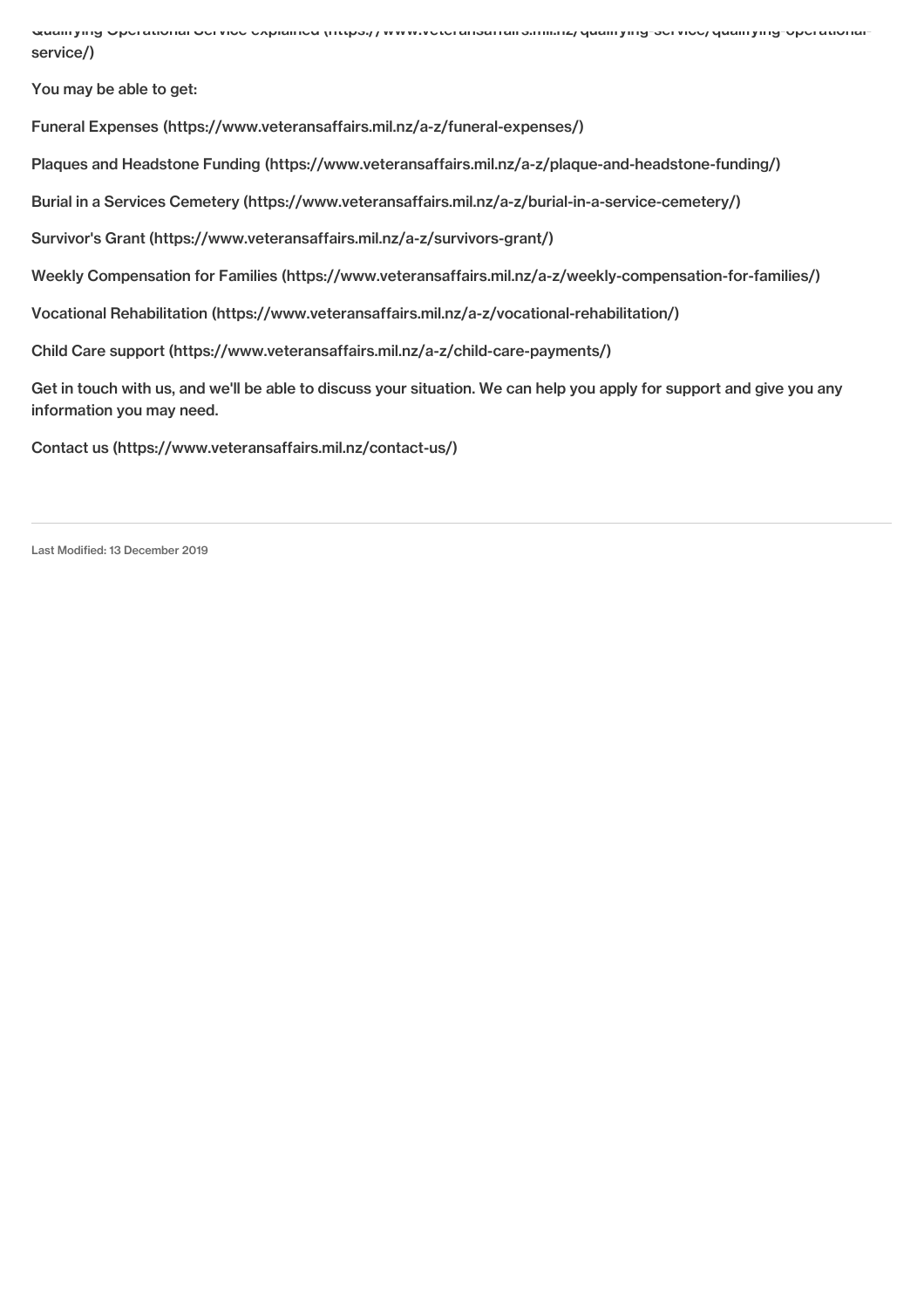Qualifying Operational Service explained (https://www.veteransaffairs.mil.nz/qualifying-service/qualifying-operational-service/)

You may be able to get:

Funeral Expenses (https://www.veteransaffairs.mil.nz/a-z/funeral-expenses/)

Plaques and Headstone Funding (https://www.veteransaffairs.mil.nz/a-z/plaque-and-headstone-funding/)

Burial in a Services Cemetery (https://www.veteransaffairs.mil.nz/a-z/burial-in-a-service-cemetery/)

Survivor's Grant (https://www.veteransaffairs.mil.nz/a-z/survivors-grant/)

Weekly Compensation for Families (https://www.veteransaffairs.mil.nz/a-z/weekly-compensation-for-families/)

Vocational Rehabilitation (https://www.veteransaffairs.mil.nz/a-z/vocational-rehabilitation/)

Child Care support (https://www.veteransaffairs.mil.nz/a-z/child-care-payments/)

Get in touch with us, and we'll be able to discuss your situation. We can help you apply for support and give you any information you may need.

Contact us (https://www.veteransaffairs.mil.nz/contact-us/)

---

Last Modified: 13 December 2019